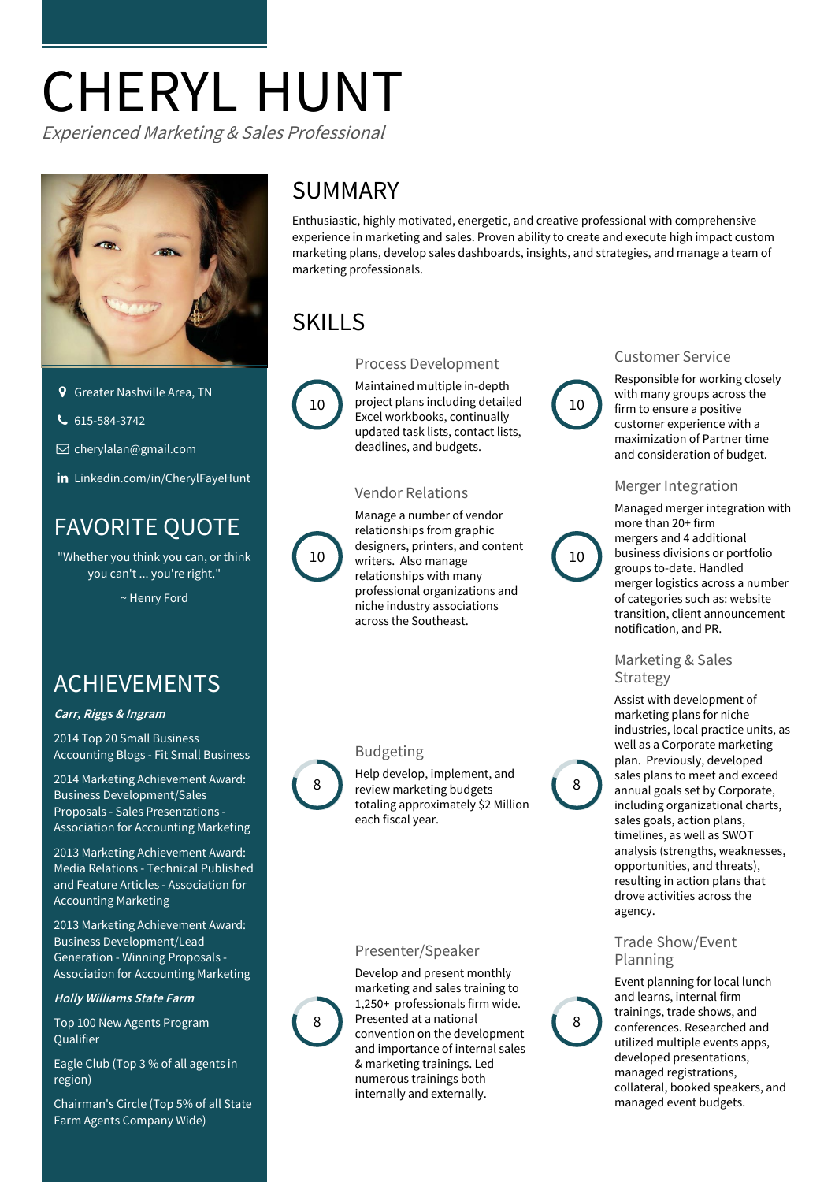# CHERYL HUNT

*Experienced Marketing & Sales Professional*

Greater Nashville Area, TN

615-584-3742

cherylalan@gmail.com

Linkedin.com/in/CherylFayeHunt

## FAVORITE QUOTE

"Whether you think you can, or think you can't ... you're right."

~ Henry Ford

## ACHIEVEMENTS

***Carr, Riggs & Ingram***

2014 Top 20 Small Business Accounting Blogs - Fit Small Business

2014 Marketing Achievement Award: Business Development/Sales Proposals - Sales Presentations - Association for Accounting Marketing

2013 Marketing Achievement Award: Media Relations - Technical Published and Feature Articles - Association for Accounting Marketing

2013 Marketing Achievement Award: Business Development/Lead Generation - Winning Proposals - Association for Accounting Marketing

***Holly Williams State Farm***

Top 100 New Agents Program Qualifier

Eagle Club (Top 3 % of all agents in region)

Chairman's Circle (Top 5% of all State Farm Agents Company Wide)

## SUMMARY

Enthusiastic, highly motivated, energetic, and creative professional with comprehensive experience in marketing and sales. Proven ability to create and execute high impact custom marketing plans, develop sales dashboards, insights, and strategies, and manage a team of marketing professionals.

## SKILLS

### Process Development

10

Maintained multiple in-depth project plans including detailed Excel workbooks, continually updated task lists, contact lists, deadlines, and budgets.

### Customer Service

10

Responsible for working closely with many groups across the firm to ensure a positive customer experience with a maximization of Partner time and consideration of budget.

### Vendor Relations

10

Manage a number of vendor relationships from graphic designers, printers, and content writers. Also manage relationships with many professional organizations and niche industry associations across the Southeast.

### Merger Integration

10

Managed merger integration with more than 20+ firm mergers and 4 additional business divisions or portfolio groups to-date. Handled merger logistics across a number of categories such as: website transition, client announcement notification, and PR.

### Budgeting

8

Help develop, implement, and review marketing budgets totaling approximately $2 Million each fiscal year.

### Marketing & Sales Strategy

8

Assist with development of marketing plans for niche industries, local practice units, as well as a Corporate marketing plan. Previously, developed sales plans to meet and exceed annual goals set by Corporate, including organizational charts, sales goals, action plans, timelines, as well as SWOT analysis (strengths, weaknesses, opportunities, and threats), resulting in action plans that drove activities across the agency.

### Presenter/Speaker

8

Develop and present monthly marketing and sales training to 1,250+ professionals firm wide. Presented at a national convention on the development and importance of internal sales & marketing trainings. Led numerous trainings both internally and externally.

### Trade Show/Event Planning

8

Event planning for local lunch and learns, internal firm trainings, trade shows, and conferences. Researched and utilized multiple events apps, developed presentations, managed registrations, collateral, booked speakers, and managed event budgets.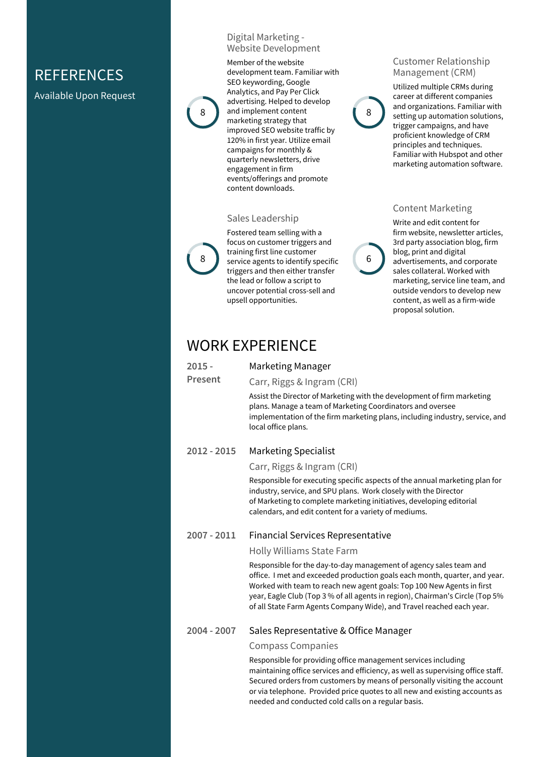## REFERENCES

Available Upon Request

### Digital Marketing - Website Development

8

Member of the website development team. Familiar with SEO keywording, Google Analytics, and Pay Per Click advertising. Helped to develop and implement content marketing strategy that improved SEO website traffic by 120% in first year. Utilize email campaigns for monthly & quarterly newsletters, drive engagement in firm events/offerings and promote content downloads.

### Customer Relationship Management (CRM)

8

Utilized multiple CRMs during career at different companies and organizations. Familiar with setting up automation solutions, trigger campaigns, and have proficient knowledge of CRM principles and techniques. Familiar with Hubspot and other marketing automation software.

### Sales Leadership

8

Fostered team selling with a focus on customer triggers and training first line customer service agents to identify specific triggers and then either transfer the lead or follow a script to uncover potential cross-sell and upsell opportunities.

### Content Marketing

6

Write and edit content for firm website, newsletter articles, 3rd party association blog, firm blog, print and digital advertisements, and corporate sales collateral. Worked with marketing, service line team, and outside vendors to develop new content, as well as a firm-wide proposal solution.

## WORK EXPERIENCE

**2015 - Present**

### Marketing Manager

Carr, Riggs & Ingram (CRI)

Assist the Director of Marketing with the development of firm marketing plans. Manage a team of Marketing Coordinators and oversee implementation of the firm marketing plans, including industry, service, and local office plans.

**2012 - 2015**

### Marketing Specialist

Carr, Riggs & Ingram (CRI)

Responsible for executing specific aspects of the annual marketing plan for industry, service, and SPU plans. Work closely with the Director of Marketing to complete marketing initiatives, developing editorial calendars, and edit content for a variety of mediums.

**2007 - 2011**

### Financial Services Representative

Holly Williams State Farm

Responsible for the day-to-day management of agency sales team and office. I met and exceeded production goals each month, quarter, and year. Worked with team to reach new agent goals: Top 100 New Agents in first year, Eagle Club (Top 3 % of all agents in region), Chairman's Circle (Top 5% of all State Farm Agents Company Wide), and Travel reached each year.

**2004 - 2007**

### Sales Representative & Office Manager

Compass Companies

Responsible for providing office management services including maintaining office services and efficiency, as well as supervising office staff. Secured orders from customers by means of personally visiting the account or via telephone. Provided price quotes to all new and existing accounts as needed and conducted cold calls on a regular basis.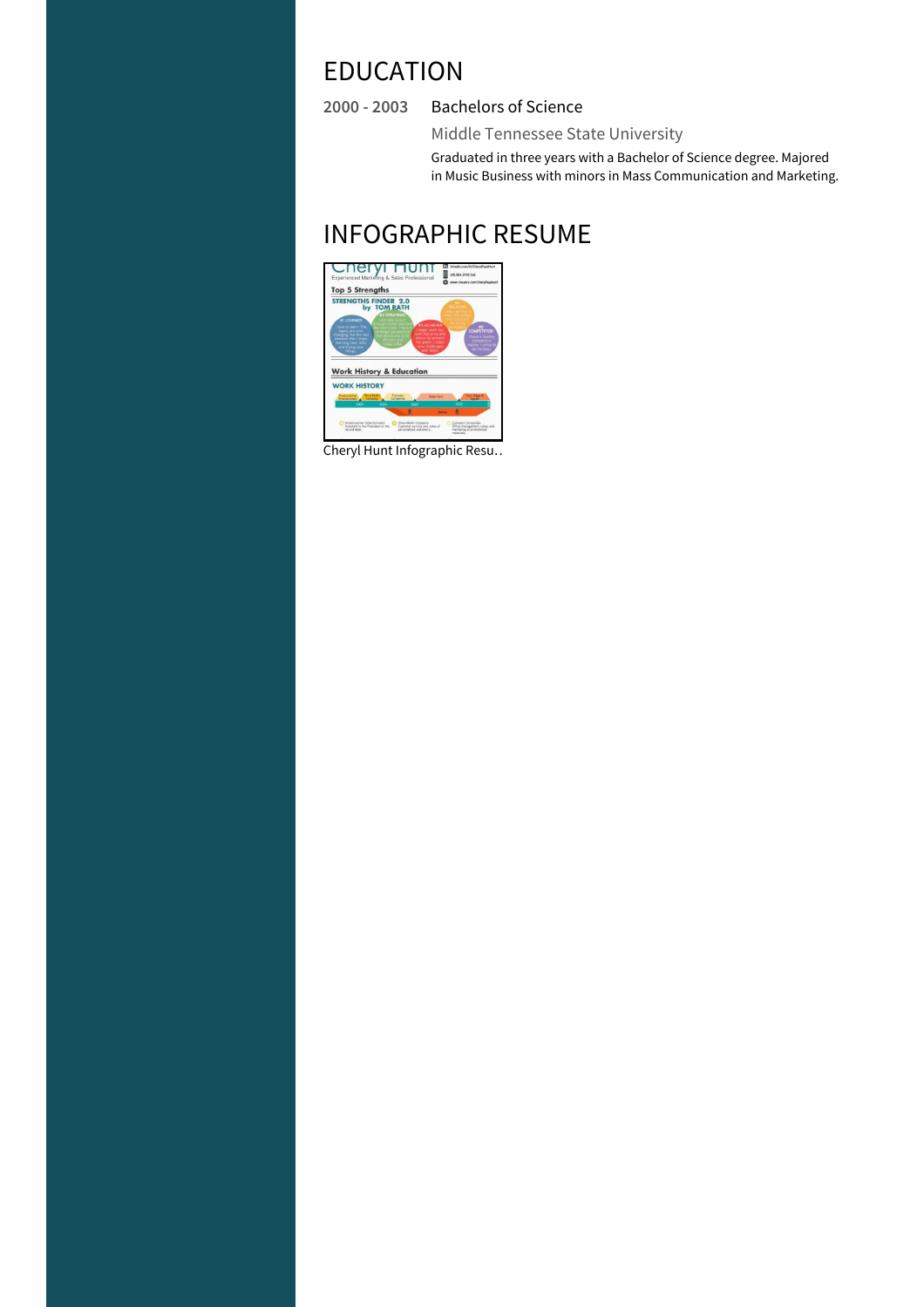# EDUCATION

**2000 - 2003** Bachelors of Science

Middle Tennessee State University

Graduated in three years with a Bachelor of Science degree. Majored in Music Business with minors in Mass Communication and Marketing.

# INFOGRAPHIC RESUME

Cheryl Hunt Infographic Resu..